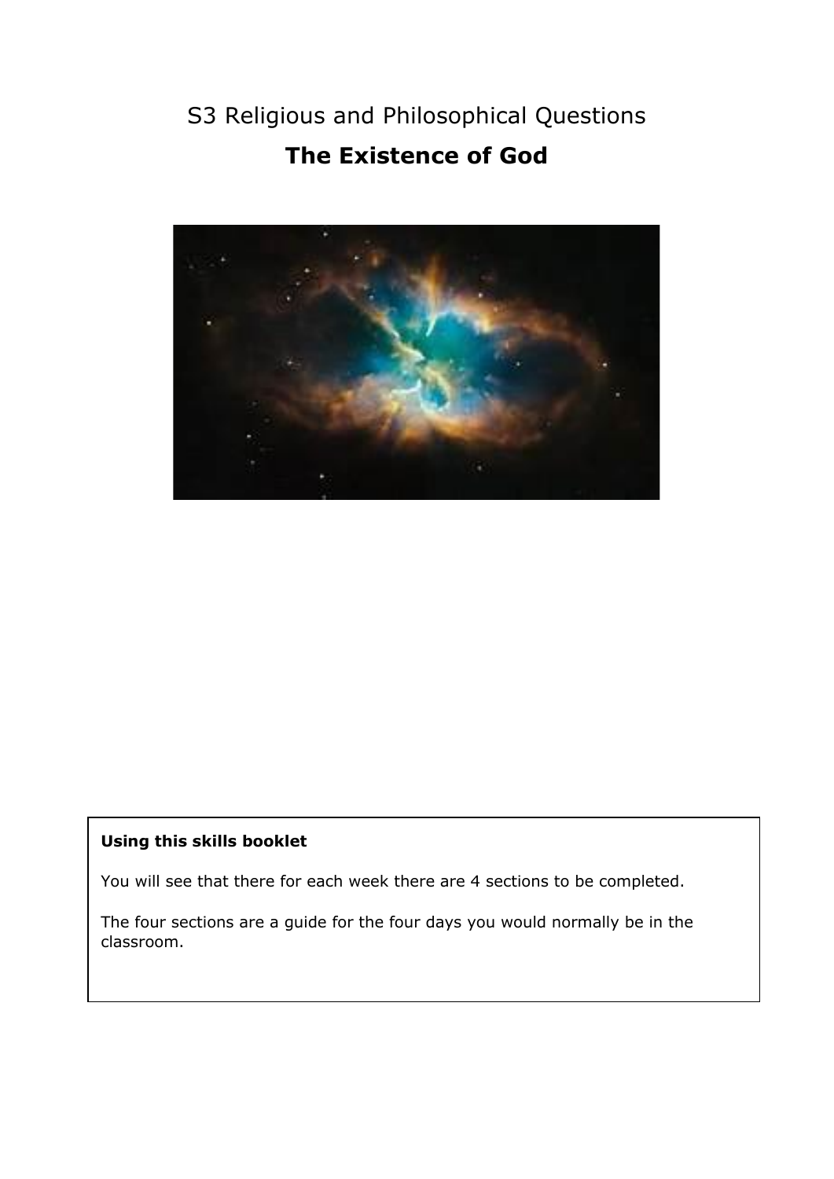S3 Religious and Philosophical Questions

# The Existence of God

**Using this skills booklet**

You will see that there for each week there are 4 sections to be completed.

The four sections are a guide for the four days you would normally be in the classroom.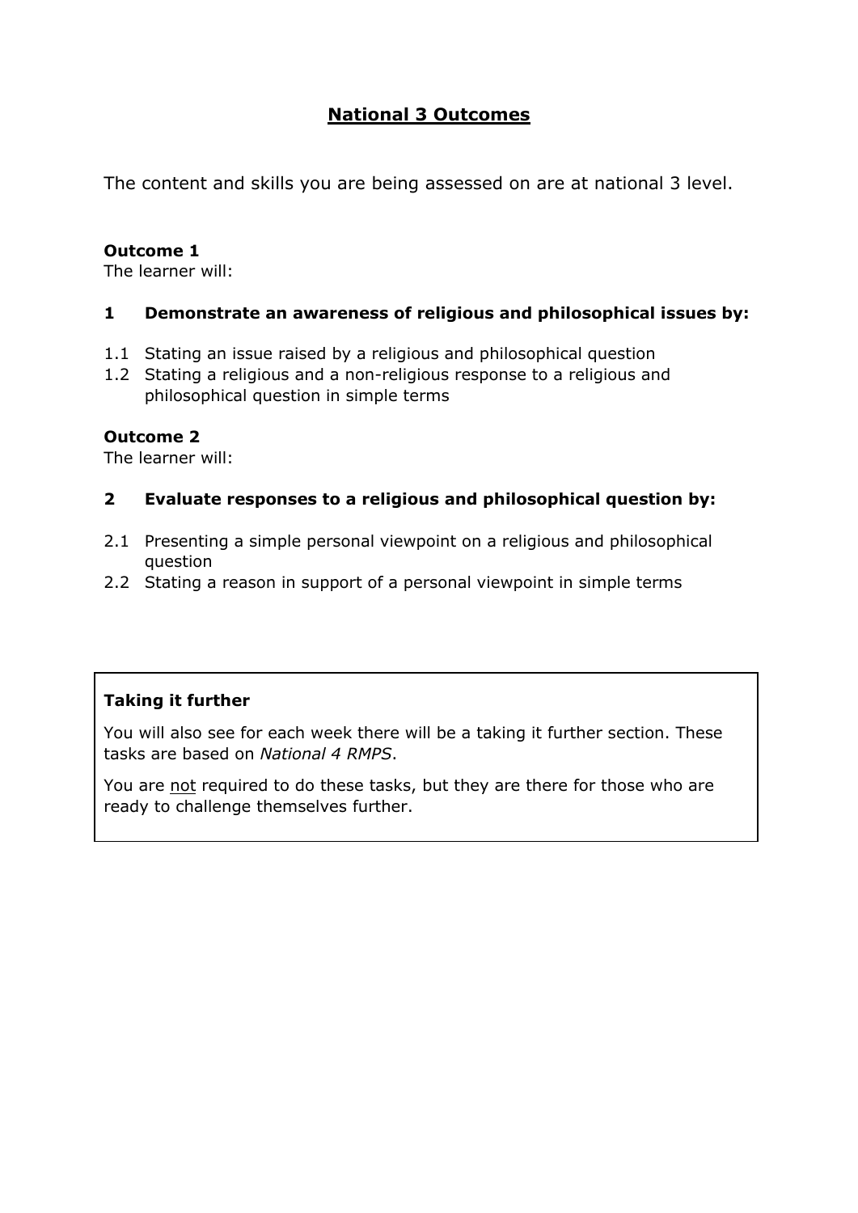# National 3 Outcomes

The content and skills you are being assessed on are at national 3 level.

**Outcome 1**
The learner will:

**1 Demonstrate an awareness of religious and philosophical issues by:**

1.1 Stating an issue raised by a religious and philosophical question
1.2 Stating a religious and a non-religious response to a religious and philosophical question in simple terms

**Outcome 2**
The learner will:

**2 Evaluate responses to a religious and philosophical question by:**

2.1 Presenting a simple personal viewpoint on a religious and philosophical question
2.2 Stating a reason in support of a personal viewpoint in simple terms

**Taking it further**

You will also see for each week there will be a taking it further section. These tasks are based on *National 4 RMPS*.

You are not required to do these tasks, but they are there for those who are ready to challenge themselves further.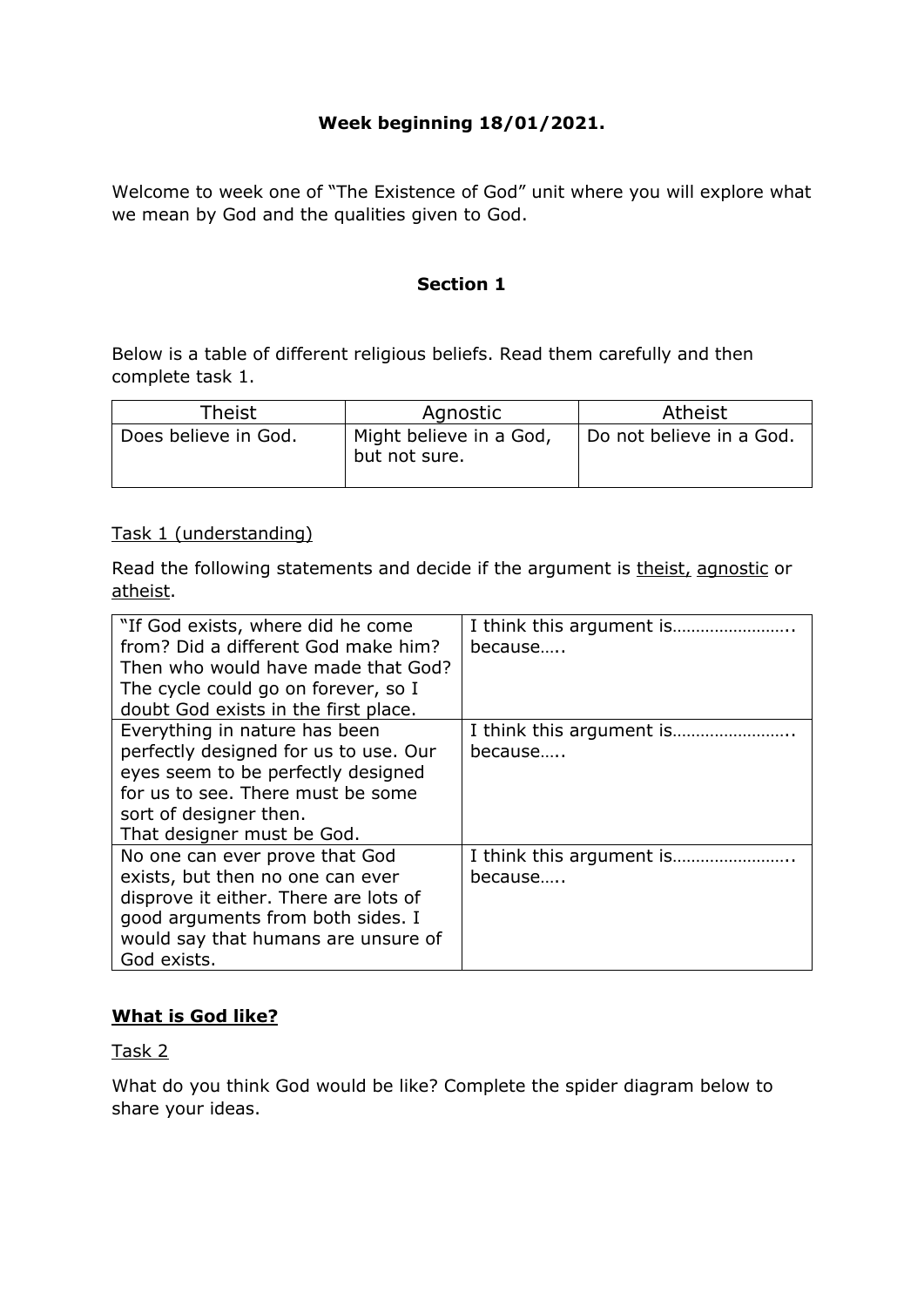**Week beginning 18/01/2021.**

Welcome to week one of "The Existence of God" unit where you will explore what we mean by God and the qualities given to God.

**Section 1**

Below is a table of different religious beliefs. Read them carefully and then complete task 1.

| Theist | Agnostic | Atheist |
|---|---|---|
| Does believe in God. | Might believe in a God, but not sure. | Do not believe in a God. |

Task 1 (understanding)

Read the following statements and decide if the argument is theist, agnostic or atheist.

| | |
|---|---|
| "If God exists, where did he come from? Did a different God make him? Then who would have made that God? The cycle could go on forever, so I doubt God exists in the first place. | I think this argument is………………….. because….. |
| Everything in nature has been perfectly designed for us to use. Our eyes seem to be perfectly designed for us to see. There must be some sort of designer then. That designer must be God. | I think this argument is………………….. because….. |
| No one can ever prove that God exists, but then no one can ever disprove it either. There are lots of good arguments from both sides. I would say that humans are unsure of God exists. | I think this argument is………………….. because….. |

**What is God like?**

Task 2

What do you think God would be like? Complete the spider diagram below to share your ideas.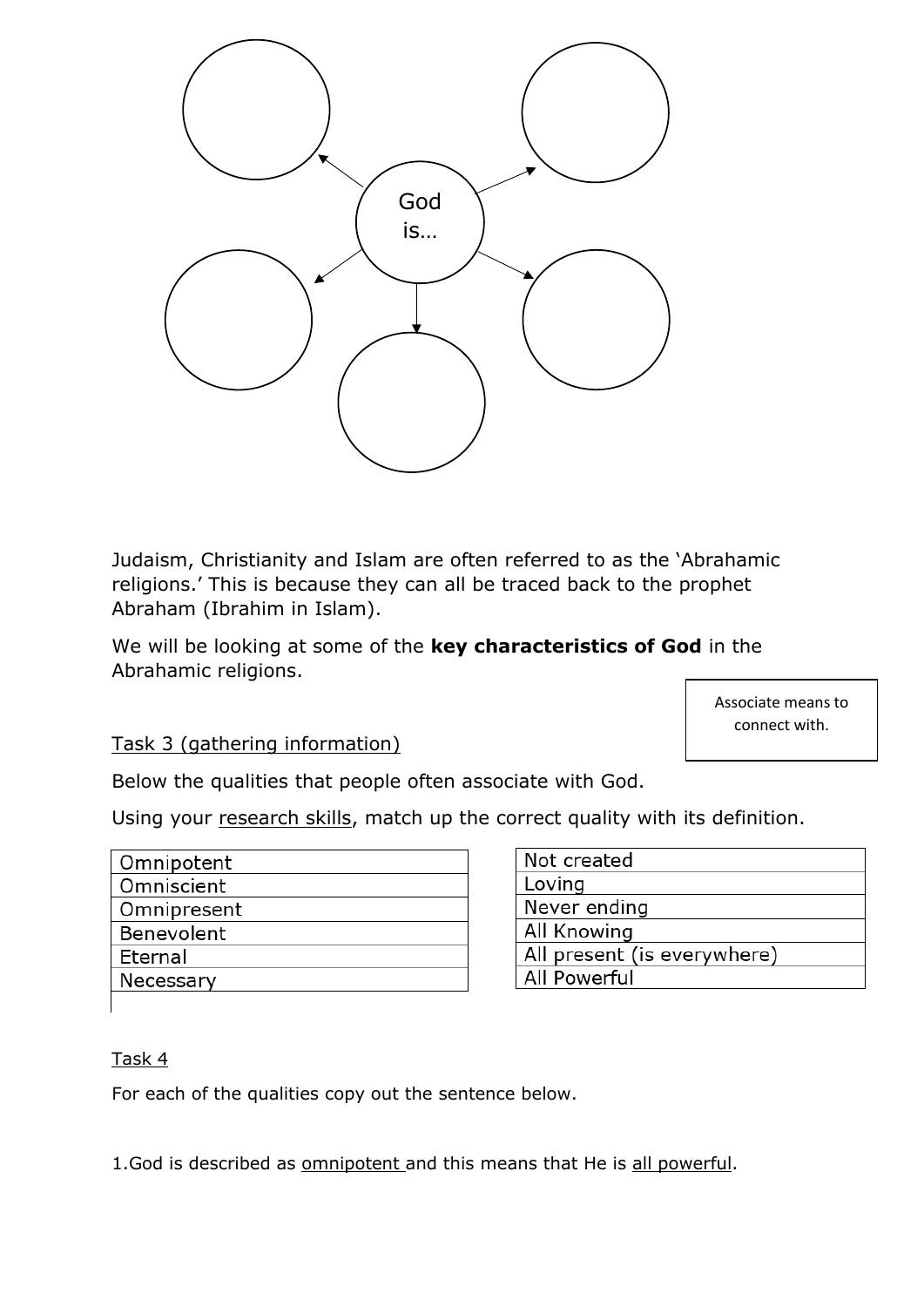God is…

Judaism, Christianity and Islam are often referred to as the 'Abrahamic religions.' This is because they can all be traced back to the prophet Abraham (Ibrahim in Islam).

We will be looking at some of the **key characteristics of God** in the Abrahamic religions.

Associate means to connect with.

Task 3 (gathering information)

Below the qualities that people often associate with God.

Using your research skills, match up the correct quality with its definition.

| Omnipotent |
| --- |
| Omniscient |
| Omnipresent |
| Benevolent |
| Eternal |
| Necessary |

| Not created |
| --- |
| Loving |
| Never ending |
| All Knowing |
| All present (is everywhere) |
| All Powerful |

Task 4

For each of the qualities copy out the sentence below.

1.God is described as omnipotent and this means that He is all powerful.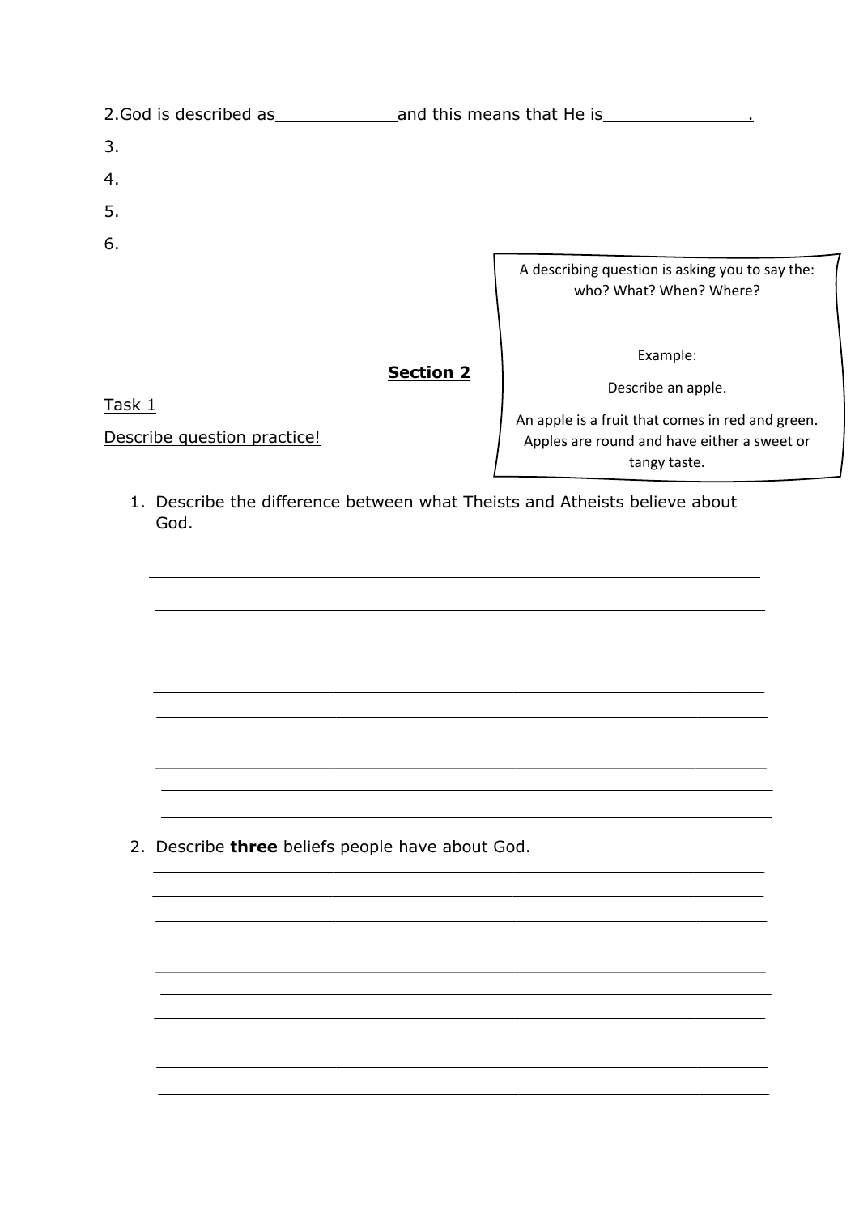2.God is described as____________and this means that He is______________.

3.

4.

5.

6.

A describing question is asking you to say the: who? What? When? Where?

Example:

Describe an apple.

An apple is a fruit that comes in red and green. Apples are round and have either a sweet or tangy taste.

## Section 2

Task 1

Describe question practice!

1. Describe the difference between what Theists and Atheists believe about God.

___________________________________________________________________

___________________________________________________________________

___________________________________________________________________

___________________________________________________________________

___________________________________________________________________

___________________________________________________________________

___________________________________________________________________

___________________________________________________________________

___________________________________________________________________

___________________________________________________________________

___________________________________________________________________

2. Describe **three** beliefs people have about God.

___________________________________________________________________

___________________________________________________________________

___________________________________________________________________

___________________________________________________________________

___________________________________________________________________

___________________________________________________________________

___________________________________________________________________

___________________________________________________________________

___________________________________________________________________

___________________________________________________________________

___________________________________________________________________

___________________________________________________________________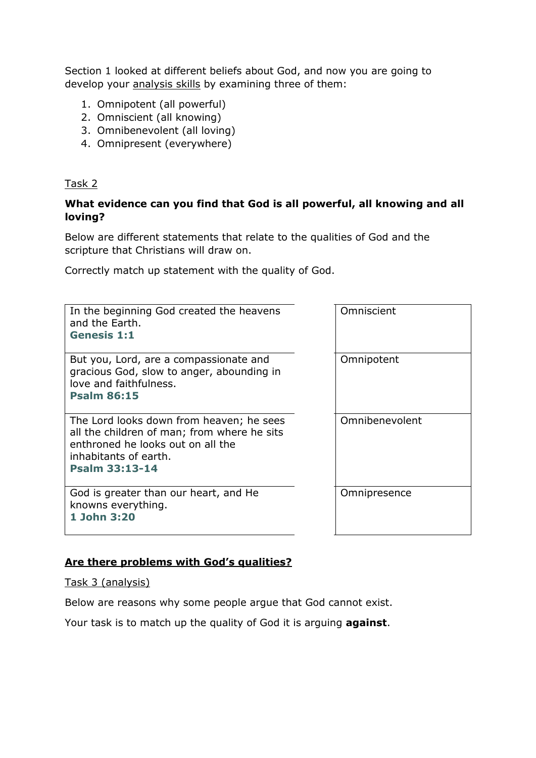Section 1 looked at different beliefs about God, and now you are going to develop your analysis skills by examining three of them:

1. Omnipotent (all powerful)
2. Omniscient (all knowing)
3. Omnibenevolent (all loving)
4. Omnipresent (everywhere)

Task 2

**What evidence can you find that God is all powerful, all knowing and all loving?**

Below are different statements that relate to the qualities of God and the scripture that Christians will draw on.

Correctly match up statement with the quality of God.

| Statement | | Quality |
|---|---|---|
| In the beginning God created the heavens and the Earth. **Genesis 1:1** | | Omniscient |
| But you, Lord, are a compassionate and gracious God, slow to anger, abounding in love and faithfulness. **Psalm 86:15** | | Omnipotent |
| The Lord looks down from heaven; he sees all the children of man; from where he sits enthroned he looks out on all the inhabitants of earth. **Psalm 33:13-14** | | Omnibenevolent |
| God is greater than our heart, and He knowns everything. **1 John 3:20** | | Omnipresence |

**Are there problems with God's qualities?**

Task 3 (analysis)

Below are reasons why some people argue that God cannot exist.

Your task is to match up the quality of God it is arguing **against**.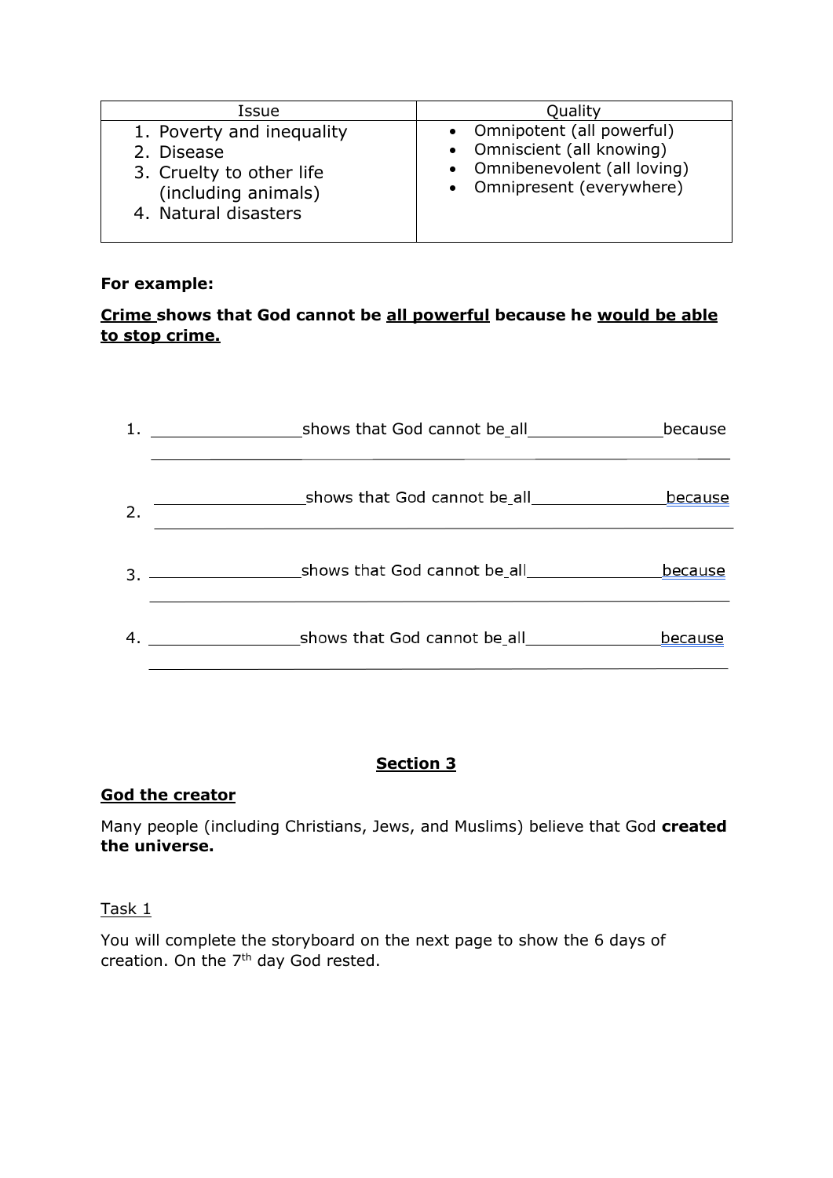| Issue | Quality |
| --- | --- |
| 1. Poverty and inequality<br>2. Disease<br>3. Cruelty to other life (including animals)<br>4. Natural disasters | • Omnipotent (all powerful)<br>• Omniscient (all knowing)<br>• Omnibenevolent (all loving)<br>• Omnipresent (everywhere) |

**For example:**

**<u>Crime</u> shows that God cannot be <u>all powerful</u> because he <u>would be able to stop crime.</u>**

1. ________________ shows that God cannot be all ______________ because ________________________________________________________________

2. ________________ shows that God cannot be all ______________ because ________________________________________________________________

3. ________________ shows that God cannot be all ______________ because ________________________________________________________________

4. ________________ shows that God cannot be all ______________ because ________________________________________________________________

## Section 3

### God the creator

Many people (including Christians, Jews, and Muslims) believe that God **created the universe.**

<u>Task 1</u>

You will complete the storyboard on the next page to show the 6 days of creation. On the 7th day God rested.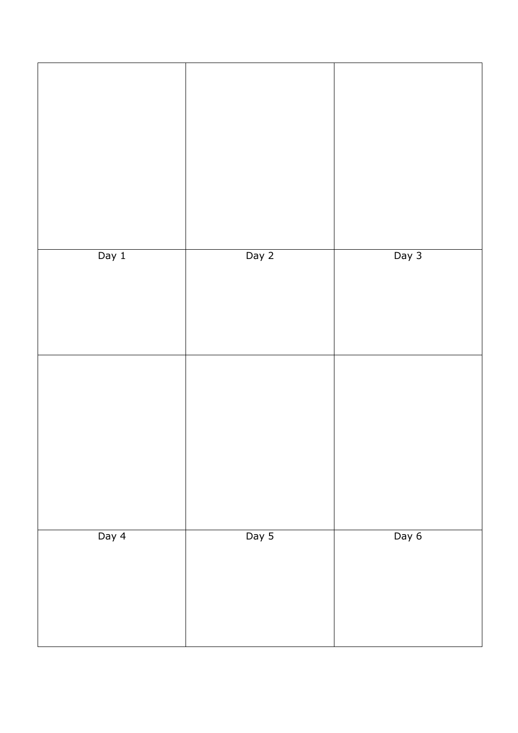| | | |
|---|---|---|
| | | |
| Day 1 | Day 2 | Day 3 |
| | | |
| Day 4 | Day 5 | Day 6 |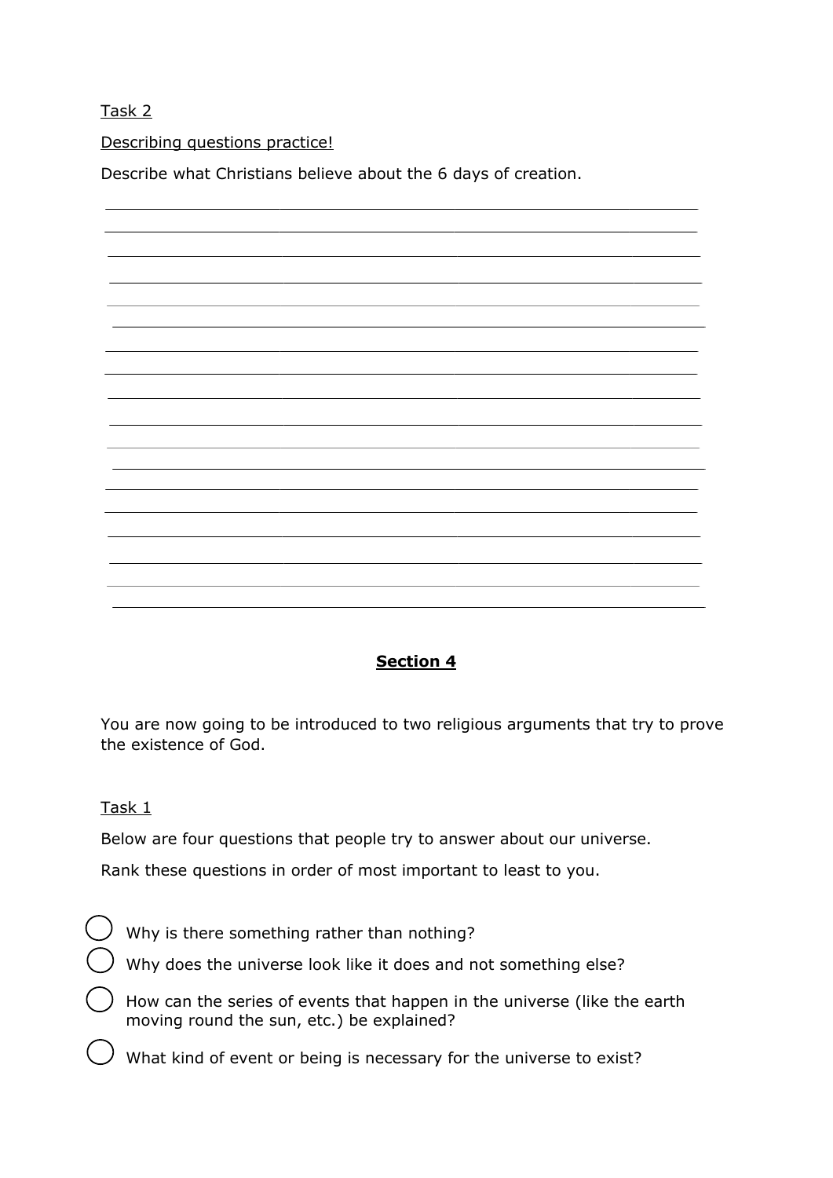Task 2

Describing questions practice!

Describe what Christians believe about the 6 days of creation.

______________________________________________________________________

______________________________________________________________________

______________________________________________________________________

______________________________________________________________________

______________________________________________________________________

______________________________________________________________________

______________________________________________________________________

______________________________________________________________________

______________________________________________________________________

______________________________________________________________________

______________________________________________________________________

______________________________________________________________________

______________________________________________________________________

______________________________________________________________________

______________________________________________________________________

______________________________________________________________________

______________________________________________________________________

______________________________________________________________________

## **Section 4**

You are now going to be introduced to two religious arguments that try to prove the existence of God.

Task 1

Below are four questions that people try to answer about our universe.

Rank these questions in order of most important to least to you.

- ◯ Why is there something rather than nothing?
- ◯ Why does the universe look like it does and not something else?
- ◯ How can the series of events that happen in the universe (like the earth moving round the sun, etc.) be explained?
- ◯ What kind of event or being is necessary for the universe to exist?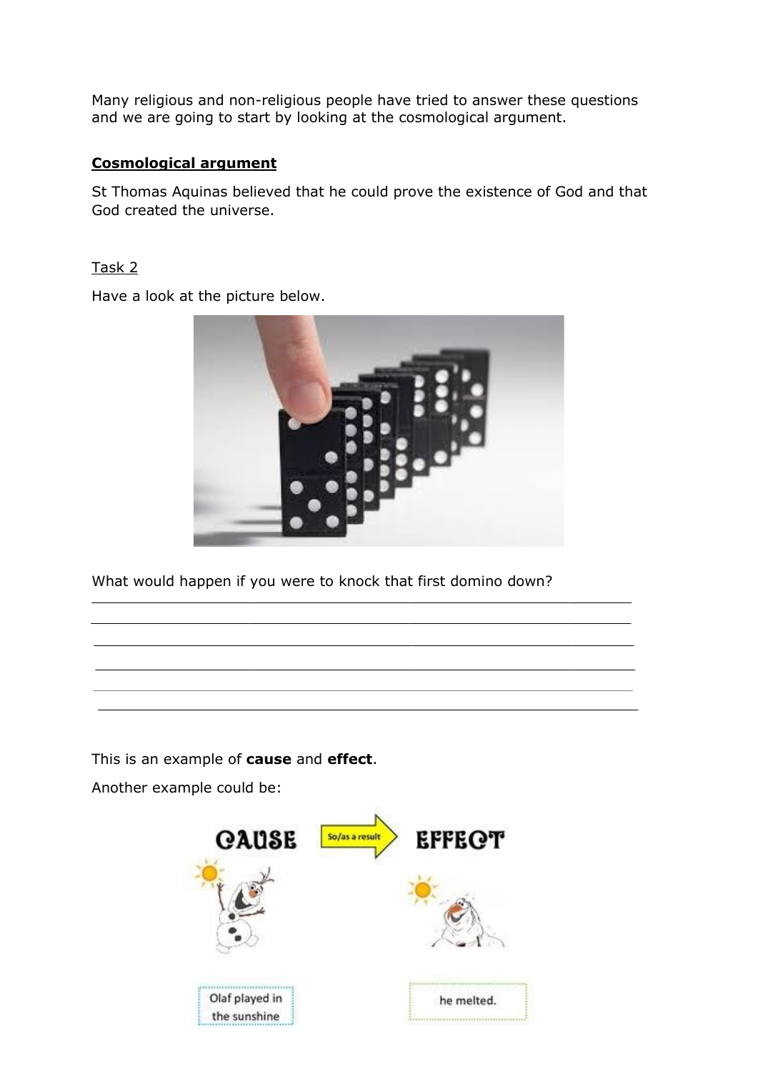Many religious and non-religious people have tried to answer these questions and we are going to start by looking at the cosmological argument.

**Cosmological argument**

St Thomas Aquinas believed that he could prove the existence of God and that God created the universe.

Task 2

Have a look at the picture below.

What would happen if you were to knock that first domino down?

_______________________________________________________________

_______________________________________________________________

_______________________________________________________________

_______________________________________________________________

_______________________________________________________________

_______________________________________________________________

This is an example of **cause** and **effect**.

Another example could be: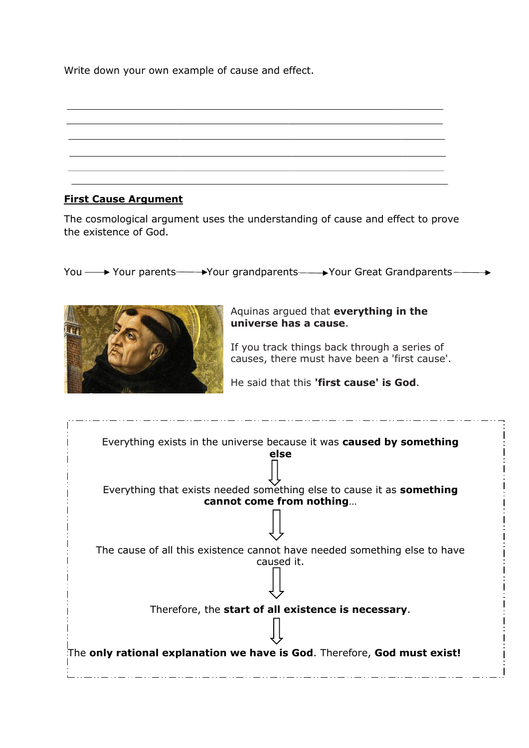Write down your own example of cause and effect.

______________________________________________________________________

______________________________________________________________________

______________________________________________________________________

______________________________________________________________________

______________________________________________________________________

______________________________________________________________________

**First Cause Argument**

The cosmological argument uses the understanding of cause and effect to prove the existence of God.

You → Your parents → Your grandparents → Your Great Grandparents →

Aquinas argued that **everything in the universe has a cause**.

If you track things back through a series of causes, there must have been a 'first cause'.

He said that this **'first cause' is God**.

Everything exists in the universe because it was **caused by something else**

⇩

Everything that exists needed something else to cause it as **something cannot come from nothing**…

⇩

The cause of all this existence cannot have needed something else to have caused it.

⇩

Therefore, the **start of all existence is necessary**.

⇩

The **only rational explanation we have is God**. Therefore, **God must exist!**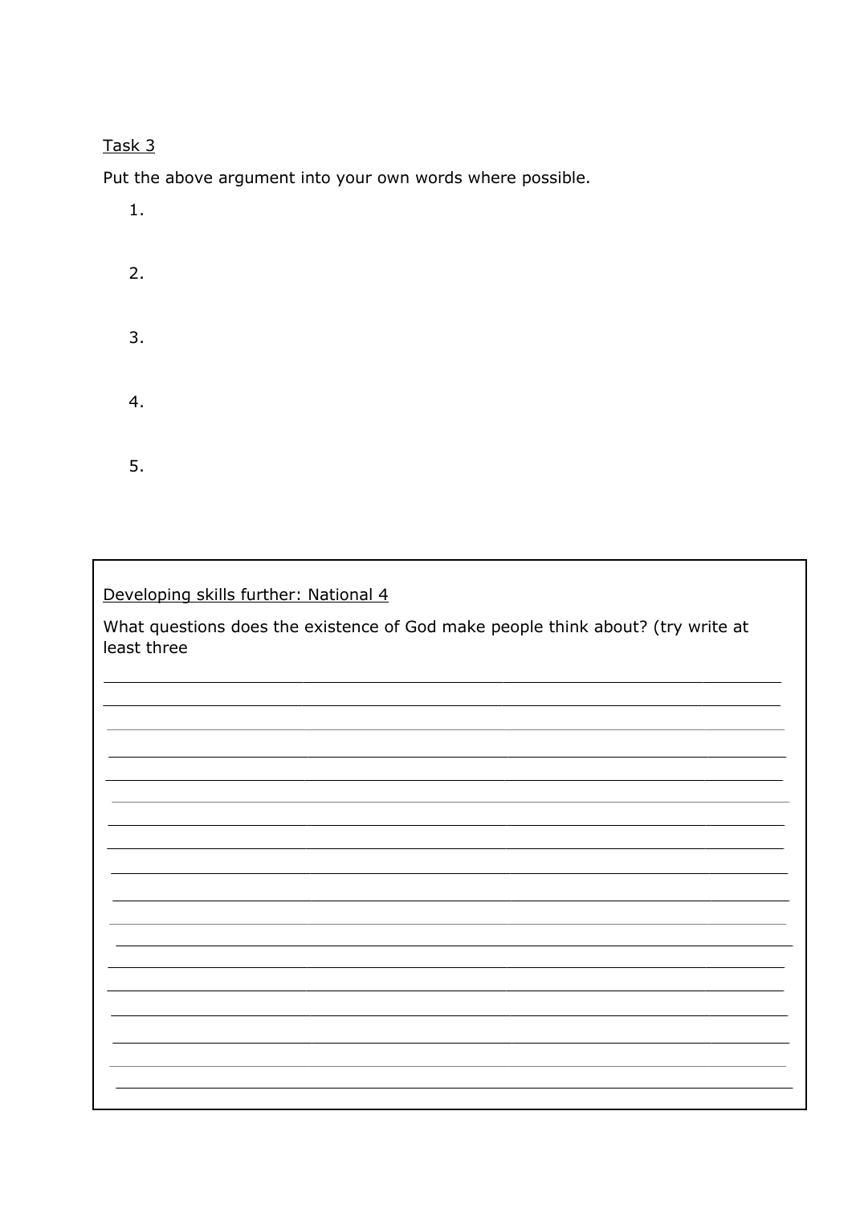Task 3

Put the above argument into your own words where possible.

1.

2.

3.

4.

5.

---

Developing skills further: National 4

What questions does the existence of God make people think about? (try write at least three

_______________________________________________________________________

_______________________________________________________________________

_______________________________________________________________________

_______________________________________________________________________

_______________________________________________________________________

_______________________________________________________________________

_______________________________________________________________________

_______________________________________________________________________

_______________________________________________________________________

_______________________________________________________________________

_______________________________________________________________________

_______________________________________________________________________

_______________________________________________________________________

_______________________________________________________________________

_______________________________________________________________________

_______________________________________________________________________

_______________________________________________________________________

_______________________________________________________________________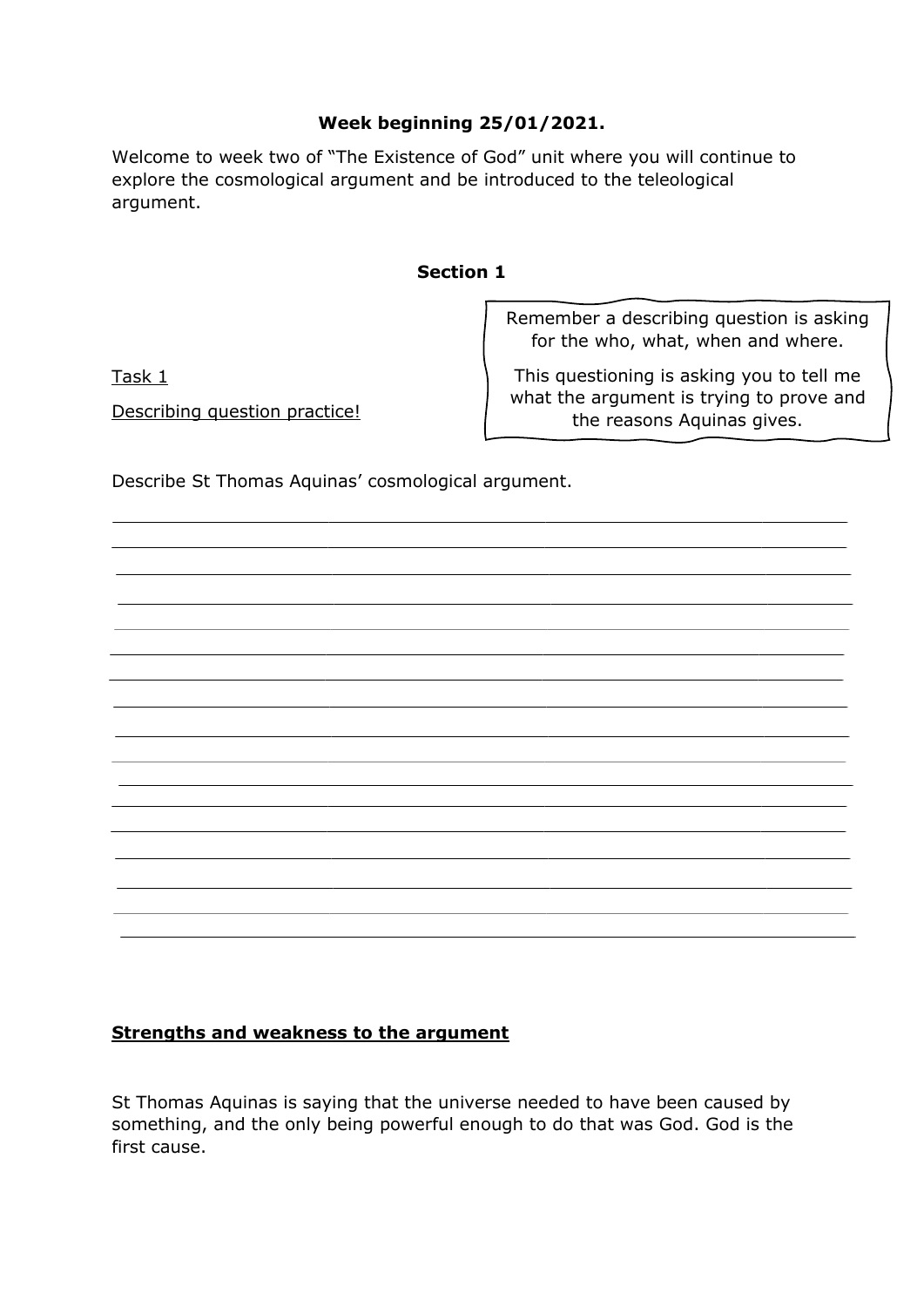**Week beginning 25/01/2021.**

Welcome to week two of "The Existence of God" unit where you will continue to explore the cosmological argument and be introduced to the teleological argument.

**Section 1**

> Remember a describing question is asking for the who, what, when and where.
>
> This questioning is asking you to tell me what the argument is trying to prove and the reasons Aquinas gives.

Task 1

Describing question practice!

Describe St Thomas Aquinas' cosmological argument.

______________________________________________________________________

______________________________________________________________________

______________________________________________________________________

______________________________________________________________________

______________________________________________________________________

______________________________________________________________________

______________________________________________________________________

______________________________________________________________________

______________________________________________________________________

______________________________________________________________________

______________________________________________________________________

______________________________________________________________________

______________________________________________________________________

______________________________________________________________________

______________________________________________________________________

______________________________________________________________________

**Strengths and weakness to the argument**

St Thomas Aquinas is saying that the universe needed to have been caused by something, and the only being powerful enough to do that was God. God is the first cause.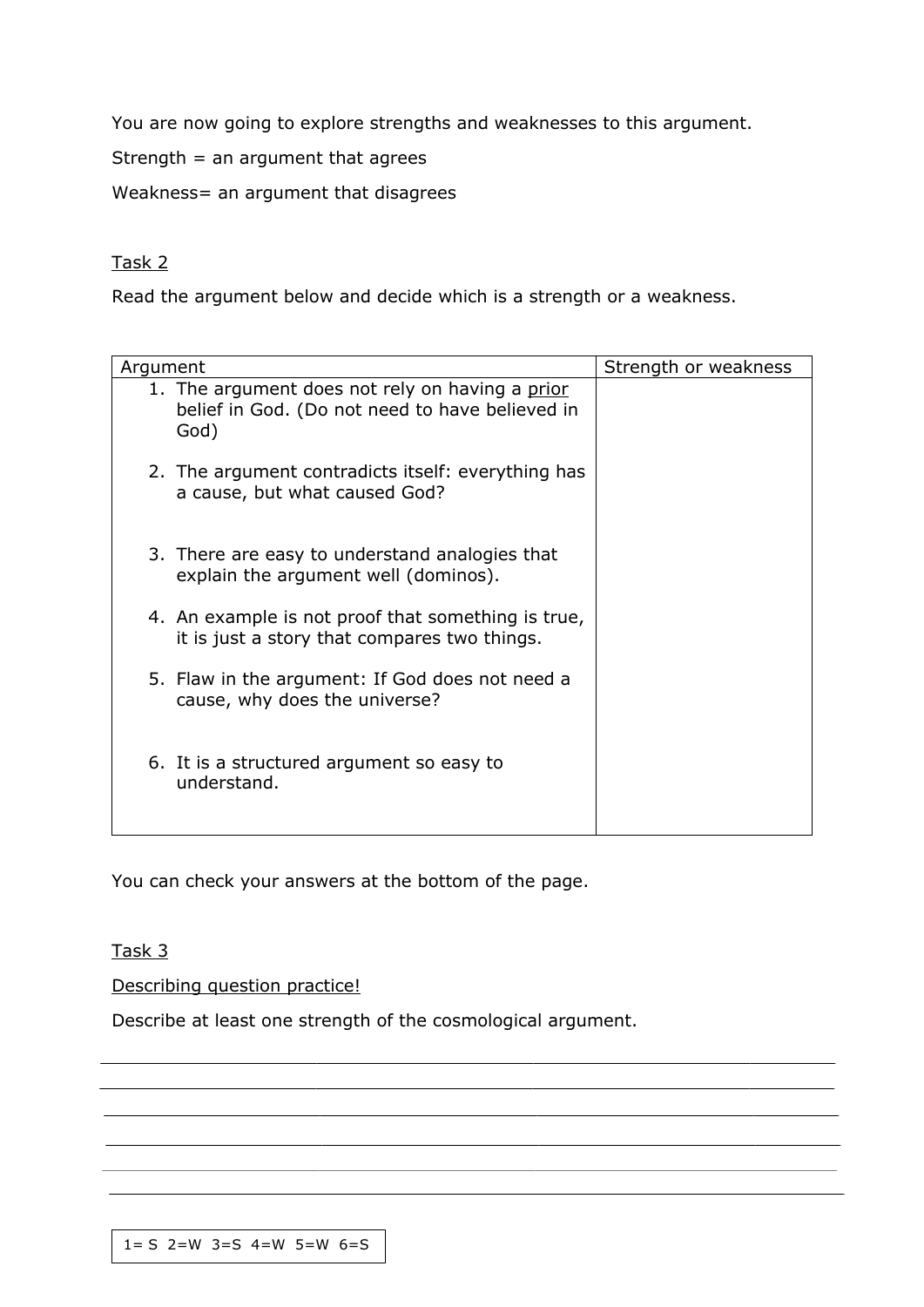You are now going to explore strengths and weaknesses to this argument.

Strength = an argument that agrees

Weakness= an argument that disagrees

<u>Task 2</u>

Read the argument below and decide which is a strength or a weakness.

| Argument | Strength or weakness |
|---|---|
| 1. The argument does not rely on having a <u>prior</u> belief in God. (Do not need to have believed in God) | |
| 2. The argument contradicts itself: everything has a cause, but what caused God? | |
| 3. There are easy to understand analogies that explain the argument well (dominos). | |
| 4. An example is not proof that something is true, it is just a story that compares two things. | |
| 5. Flaw in the argument: If God does not need a cause, why does the universe? | |
| 6. It is a structured argument so easy to understand. | |

You can check your answers at the bottom of the page.

<u>Task 3</u>

<u>Describing question practice!</u>

Describe at least one strength of the cosmological argument.

\_\_\_\_\_\_\_\_\_\_\_\_\_\_\_\_\_\_\_\_\_\_\_\_\_\_\_\_\_\_\_\_\_\_\_\_\_\_\_\_\_\_\_\_\_\_\_\_\_\_\_\_\_\_\_\_\_\_\_\_\_\_\_\_\_\_\_\_\_\_

\_\_\_\_\_\_\_\_\_\_\_\_\_\_\_\_\_\_\_\_\_\_\_\_\_\_\_\_\_\_\_\_\_\_\_\_\_\_\_\_\_\_\_\_\_\_\_\_\_\_\_\_\_\_\_\_\_\_\_\_\_\_\_\_\_\_\_\_\_\_

\_\_\_\_\_\_\_\_\_\_\_\_\_\_\_\_\_\_\_\_\_\_\_\_\_\_\_\_\_\_\_\_\_\_\_\_\_\_\_\_\_\_\_\_\_\_\_\_\_\_\_\_\_\_\_\_\_\_\_\_\_\_\_\_\_\_\_\_\_\_

\_\_\_\_\_\_\_\_\_\_\_\_\_\_\_\_\_\_\_\_\_\_\_\_\_\_\_\_\_\_\_\_\_\_\_\_\_\_\_\_\_\_\_\_\_\_\_\_\_\_\_\_\_\_\_\_\_\_\_\_\_\_\_\_\_\_\_\_\_\_

\_\_\_\_\_\_\_\_\_\_\_\_\_\_\_\_\_\_\_\_\_\_\_\_\_\_\_\_\_\_\_\_\_\_\_\_\_\_\_\_\_\_\_\_\_\_\_\_\_\_\_\_\_\_\_\_\_\_\_\_\_\_\_\_\_\_\_\_\_\_

\_\_\_\_\_\_\_\_\_\_\_\_\_\_\_\_\_\_\_\_\_\_\_\_\_\_\_\_\_\_\_\_\_\_\_\_\_\_\_\_\_\_\_\_\_\_\_\_\_\_\_\_\_\_\_\_\_\_\_\_\_\_\_\_\_\_\_\_\_\_

1= S 2=W 3=S 4=W 5=W 6=S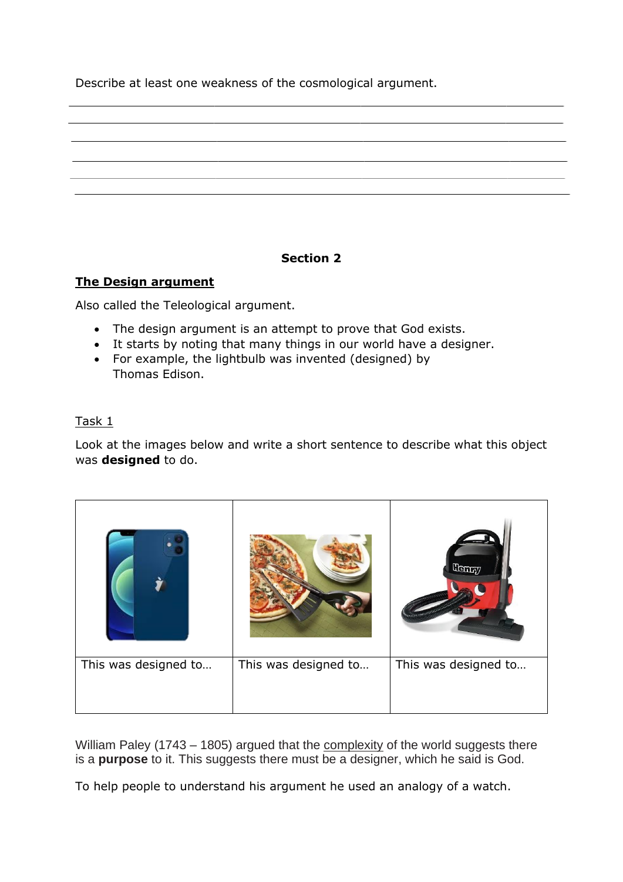Describe at least one weakness of the cosmological argument.

______________________________________________________________________

______________________________________________________________________

______________________________________________________________________

______________________________________________________________________

______________________________________________________________________

______________________________________________________________________

**Section 2**

**The Design argument**

Also called the Teleological argument.

- The design argument is an attempt to prove that God exists.
- It starts by noting that many things in our world have a designer.
- For example, the lightbulb was invented (designed) by Thomas Edison.

Task 1

Look at the images below and write a short sentence to describe what this object was **designed** to do.

| | | |
|---|---|---|
| This was designed to… | This was designed to… | This was designed to… |

William Paley (1743 – 1805) argued that the complexity of the world suggests there is a **purpose** to it. This suggests there must be a designer, which he said is God.

To help people to understand his argument he used an analogy of a watch.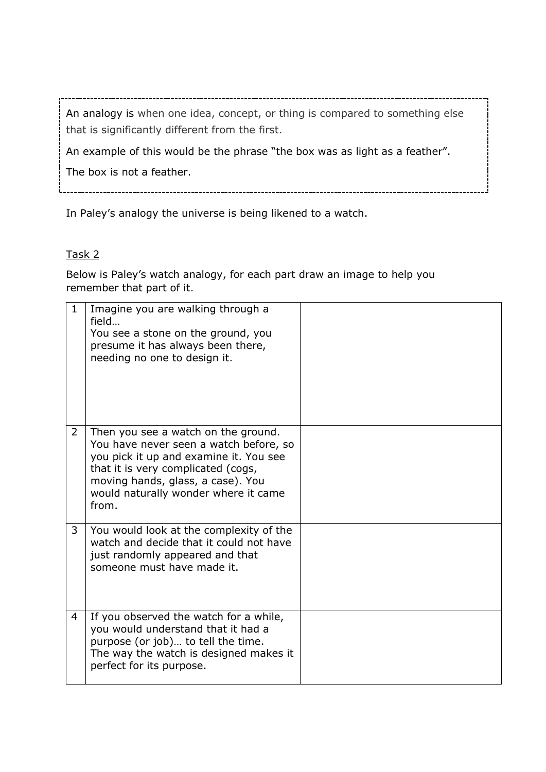> An analogy is when one idea, concept, or thing is compared to something else that is significantly different from the first.
>
> An example of this would be the phrase "the box was as light as a feather".
>
> The box is not a feather.

In Paley's analogy the universe is being likened to a watch.

Task 2

Below is Paley's watch analogy, for each part draw an image to help you remember that part of it.

| | | |
|---|---|---|
| 1 | Imagine you are walking through a field…<br>You see a stone on the ground, you presume it has always been there, needing no one to design it. | |
| 2 | Then you see a watch on the ground. You have never seen a watch before, so you pick it up and examine it. You see that it is very complicated (cogs, moving hands, glass, a case). You would naturally wonder where it came from. | |
| 3 | You would look at the complexity of the watch and decide that it could not have just randomly appeared and that someone must have made it. | |
| 4 | If you observed the watch for a while, you would understand that it had a purpose (or job)… to tell the time.<br>The way the watch is designed makes it perfect for its purpose. | |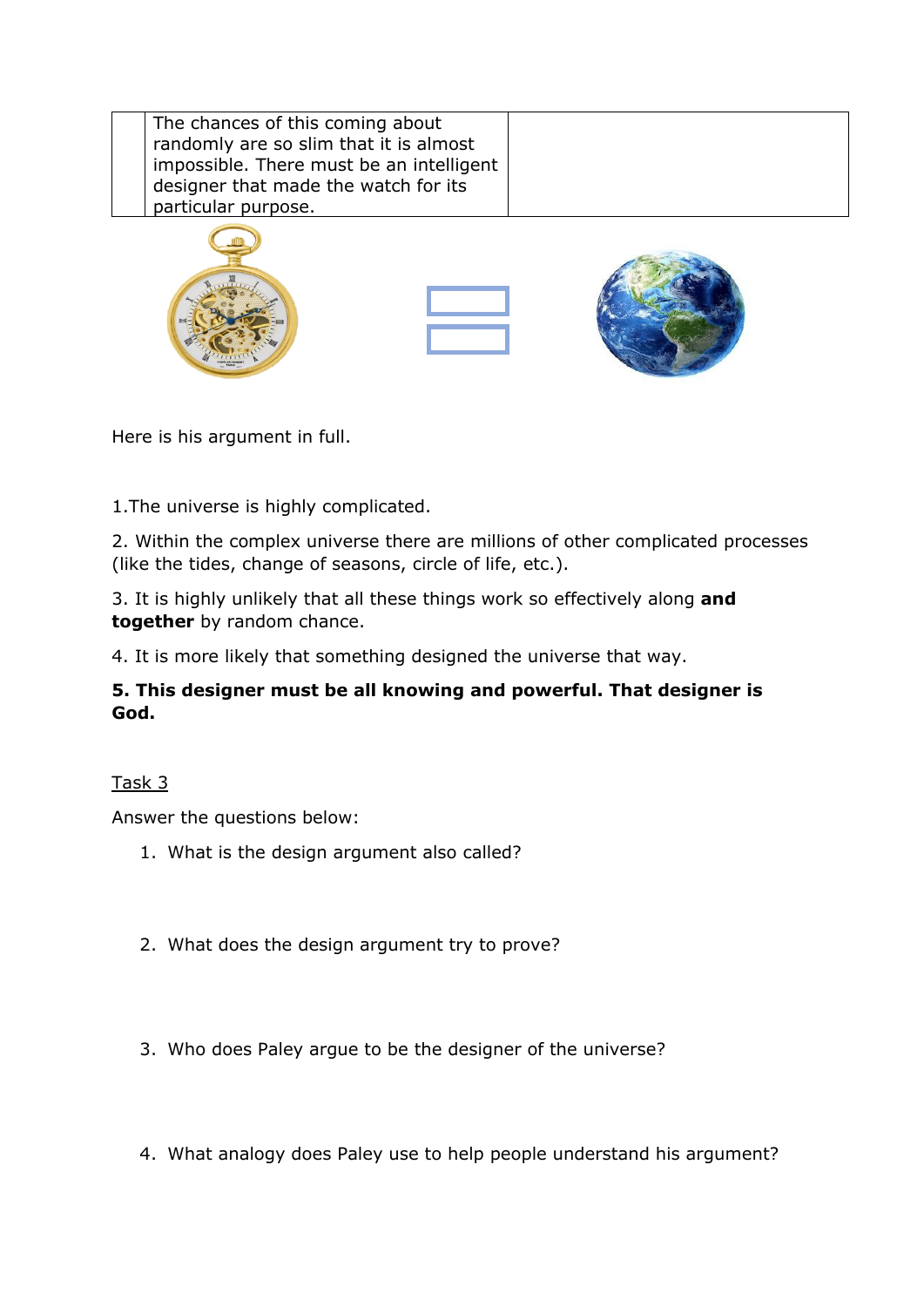| | The chances of this coming about randomly are so slim that it is almost impossible. There must be an intelligent designer that made the watch for its particular purpose. | |
|---|---|---|

Here is his argument in full.

1.The universe is highly complicated.

2. Within the complex universe there are millions of other complicated processes (like the tides, change of seasons, circle of life, etc.).

3. It is highly unlikely that all these things work so effectively along **and together** by random chance.

4. It is more likely that something designed the universe that way.

**5. This designer must be all knowing and powerful. That designer is God.**

Task 3

Answer the questions below:

1. What is the design argument also called?

2. What does the design argument try to prove?

3. Who does Paley argue to be the designer of the universe?

4. What analogy does Paley use to help people understand his argument?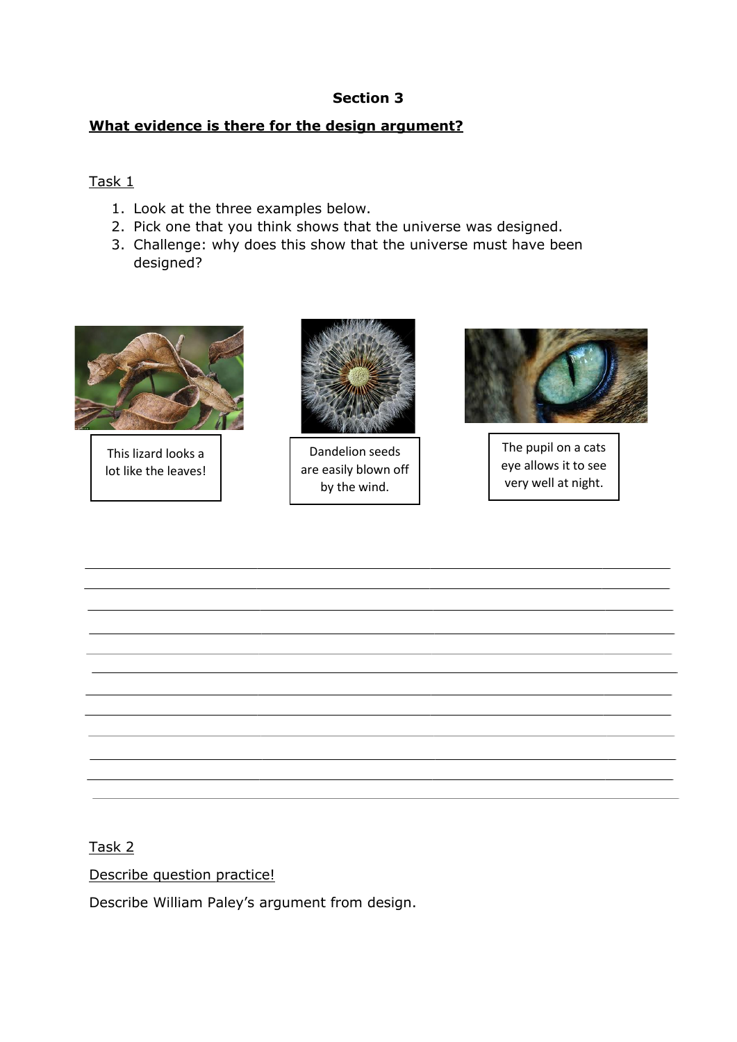**Section 3**

**What evidence is there for the design argument?**

Task 1

1. Look at the three examples below.
2. Pick one that you think shows that the universe was designed.
3. Challenge: why does this show that the universe must have been designed?

This lizard looks a lot like the leaves!

Dandelion seeds are easily blown off by the wind.

The pupil on a cats eye allows it to see very well at night.

Task 2

Describe question practice!

Describe William Paley's argument from design.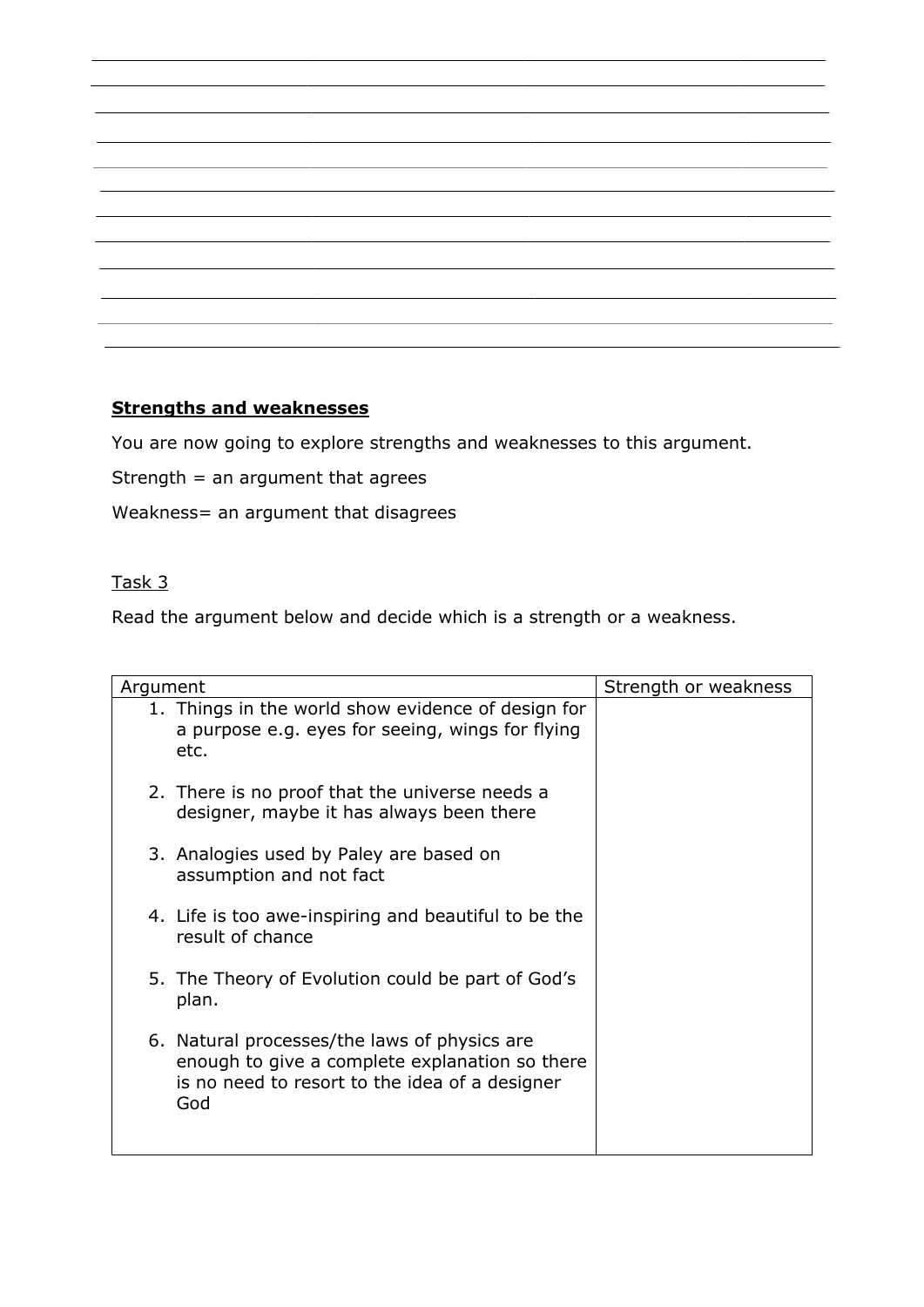## Strengths and weaknesses

You are now going to explore strengths and weaknesses to this argument.

Strength = an argument that agrees

Weakness= an argument that disagrees

Task 3

Read the argument below and decide which is a strength or a weakness.

| Argument | Strength or weakness |
|---|---|
| 1. Things in the world show evidence of design for a purpose e.g. eyes for seeing, wings for flying etc.<br><br>2. There is no proof that the universe needs a designer, maybe it has always been there<br><br>3. Analogies used by Paley are based on assumption and not fact<br><br>4. Life is too awe-inspiring and beautiful to be the result of chance<br><br>5. The Theory of Evolution could be part of God's plan.<br><br>6. Natural processes/the laws of physics are enough to give a complete explanation so there is no need to resort to the idea of a designer God | |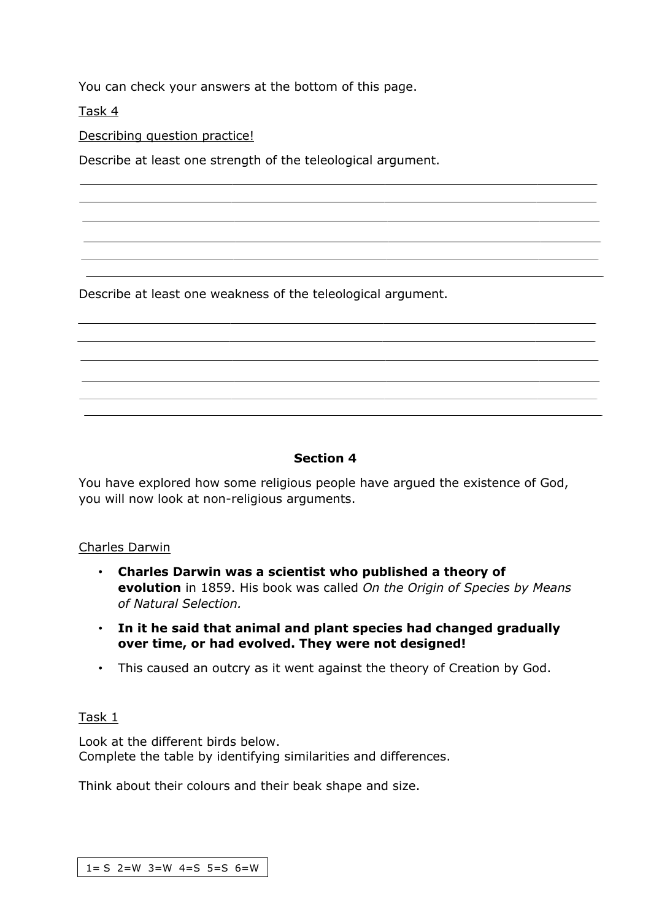You can check your answers at the bottom of this page.

Task 4

Describing question practice!

Describe at least one strength of the teleological argument.

_______________________________________________________________________

_______________________________________________________________________

_______________________________________________________________________

_______________________________________________________________________

_______________________________________________________________________

_______________________________________________________________________

Describe at least one weakness of the teleological argument.

_______________________________________________________________________

_______________________________________________________________________

_______________________________________________________________________

_______________________________________________________________________

_______________________________________________________________________

_______________________________________________________________________

**Section 4**

You have explored how some religious people have argued the existence of God, you will now look at non-religious arguments.

Charles Darwin

- **Charles Darwin was a scientist who published a theory of evolution** in 1859. His book was called *On the Origin of Species by Means of Natural Selection.*
- **In it he said that animal and plant species had changed gradually over time, or had evolved. They were not designed!**
- This caused an outcry as it went against the theory of Creation by God.

Task 1

Look at the different birds below.
Complete the table by identifying similarities and differences.

Think about their colours and their beak shape and size.

1= S 2=W 3=W 4=S 5=S 6=W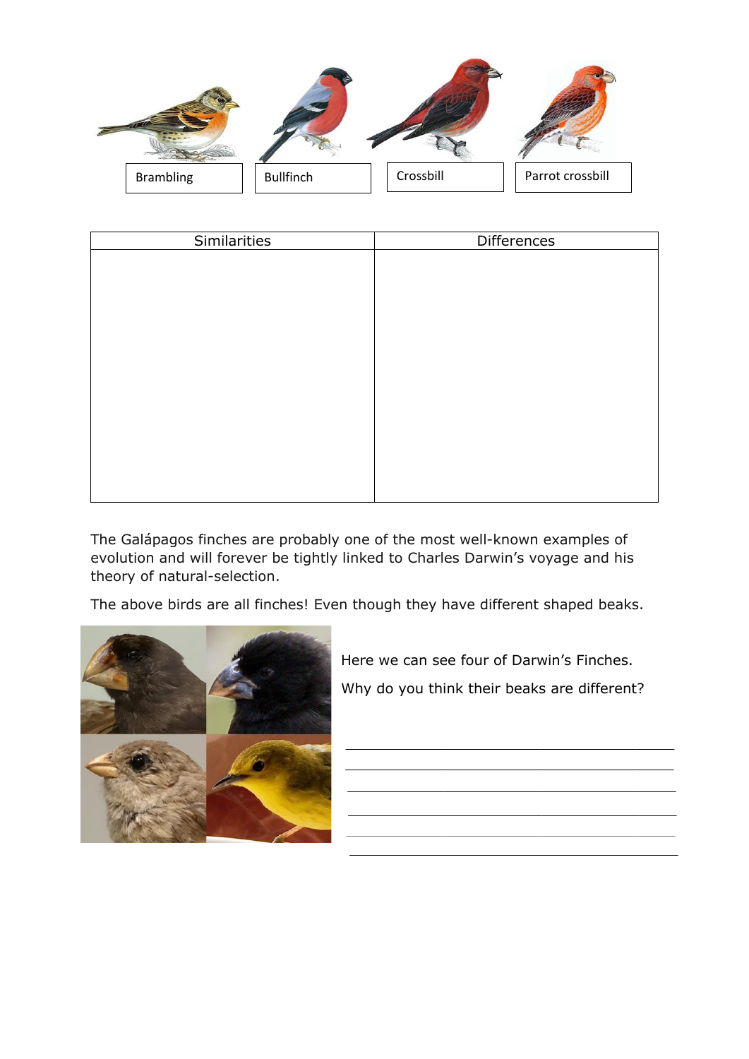Brambling | Bullfinch | Crossbill | Parrot crossbill

| Similarities | Differences |
| --- | --- |
| | |

The Galápagos finches are probably one of the most well-known examples of evolution and will forever be tightly linked to Charles Darwin's voyage and his theory of natural-selection.

The above birds are all finches! Even though they have different shaped beaks.

Here we can see four of Darwin's Finches.

Why do you think their beaks are different?

\_\_\_\_\_\_\_\_\_\_\_\_\_\_\_\_\_\_\_\_\_\_\_\_\_\_\_\_\_\_\_\_\_\_\_\_\_\_\_\_

\_\_\_\_\_\_\_\_\_\_\_\_\_\_\_\_\_\_\_\_\_\_\_\_\_\_\_\_\_\_\_\_\_\_\_\_\_\_\_\_

\_\_\_\_\_\_\_\_\_\_\_\_\_\_\_\_\_\_\_\_\_\_\_\_\_\_\_\_\_\_\_\_\_\_\_\_\_\_\_\_

\_\_\_\_\_\_\_\_\_\_\_\_\_\_\_\_\_\_\_\_\_\_\_\_\_\_\_\_\_\_\_\_\_\_\_\_\_\_\_\_

\_\_\_\_\_\_\_\_\_\_\_\_\_\_\_\_\_\_\_\_\_\_\_\_\_\_\_\_\_\_\_\_\_\_\_\_\_\_\_\_

\_\_\_\_\_\_\_\_\_\_\_\_\_\_\_\_\_\_\_\_\_\_\_\_\_\_\_\_\_\_\_\_\_\_\_\_\_\_\_\_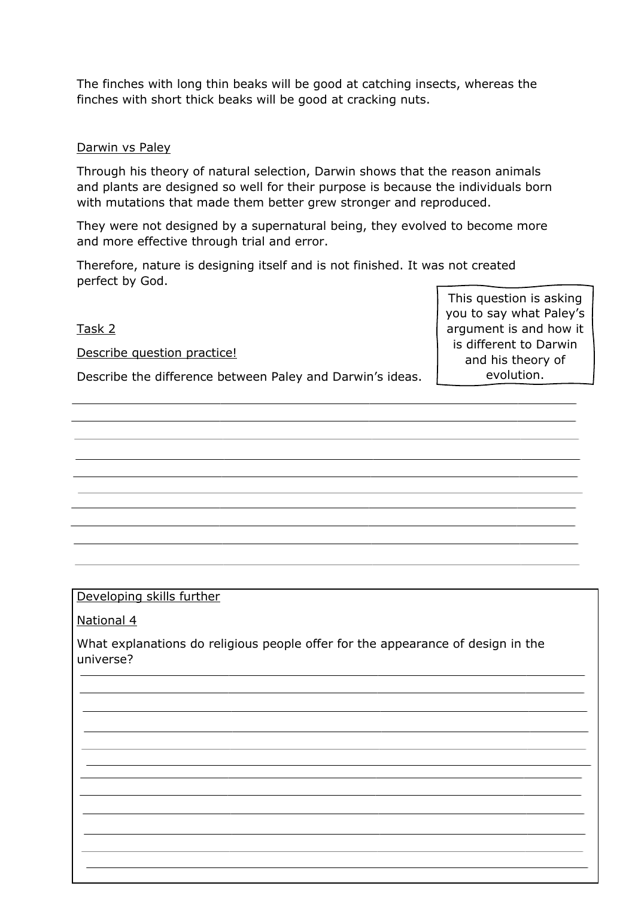The finches with long thin beaks will be good at catching insects, whereas the finches with short thick beaks will be good at cracking nuts.

Darwin vs Paley

Through his theory of natural selection, Darwin shows that the reason animals and plants are designed so well for their purpose is because the individuals born with mutations that made them better grew stronger and reproduced.

They were not designed by a supernatural being, they evolved to become more and more effective through trial and error.

Therefore, nature is designing itself and is not finished. It was not created perfect by God.

Task 2

Describe question practice!

Describe the difference between Paley and Darwin's ideas.

> This question is asking you to say what Paley's argument is and how it is different to Darwin and his theory of evolution.

______________________________________________________________________

______________________________________________________________________

______________________________________________________________________

______________________________________________________________________

______________________________________________________________________

______________________________________________________________________

______________________________________________________________________

______________________________________________________________________

______________________________________________________________________

______________________________________________________________________

Developing skills further

National 4

What explanations do religious people offer for the appearance of design in the universe?

______________________________________________________________________

______________________________________________________________________

______________________________________________________________________

______________________________________________________________________

______________________________________________________________________

______________________________________________________________________

______________________________________________________________________

______________________________________________________________________

______________________________________________________________________

______________________________________________________________________

______________________________________________________________________

______________________________________________________________________